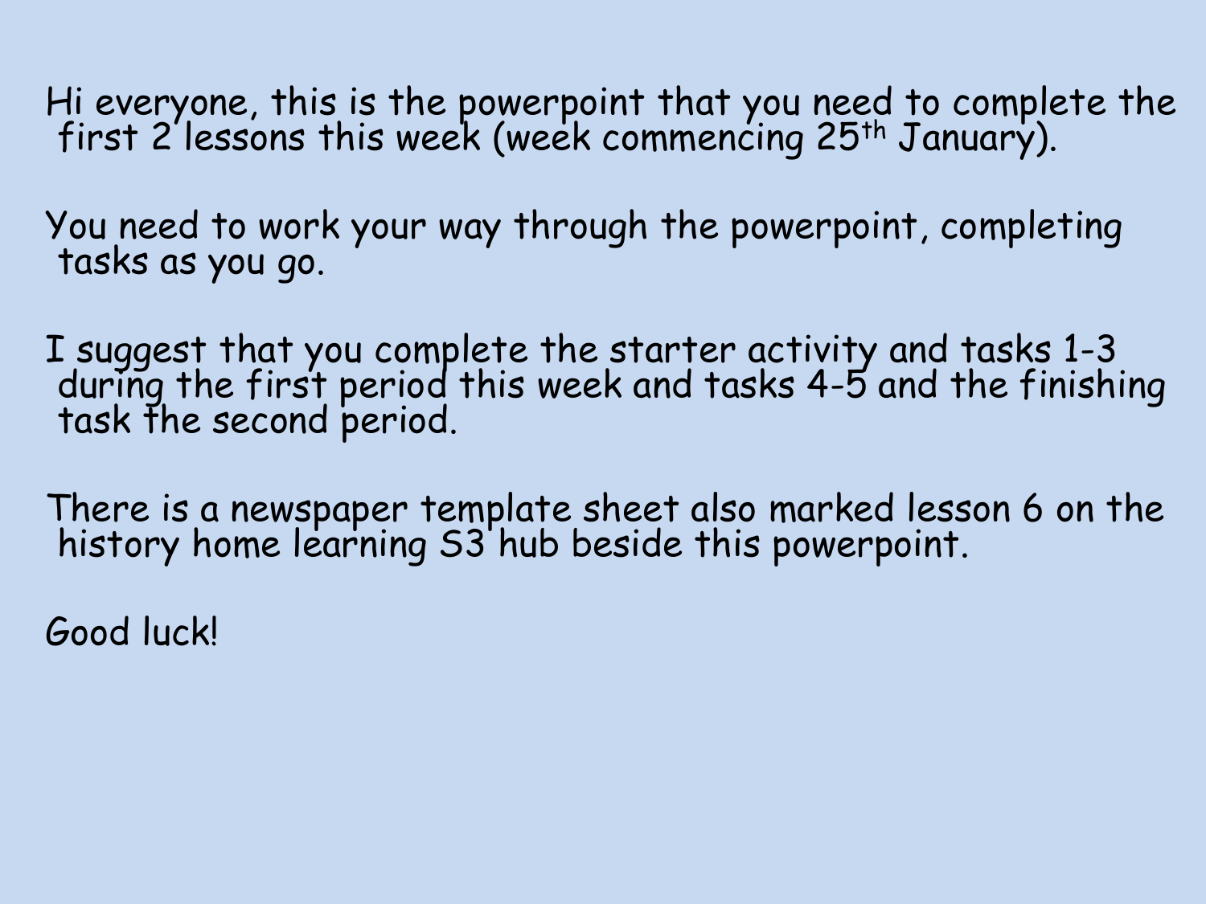Hi everyone, this is the powerpoint that you need to complete the first 2 lessons this week (week commencing 25th January).

You need to work your way through the powerpoint, completing tasks as you go.

I suggest that you complete the starter activity and tasks 1-3 during the first period this week and tasks 4-5 and the finishing task the second period.

There is a newspaper template sheet also marked lesson 6 on the history home learning S3 hub beside this powerpoint.

Good luck!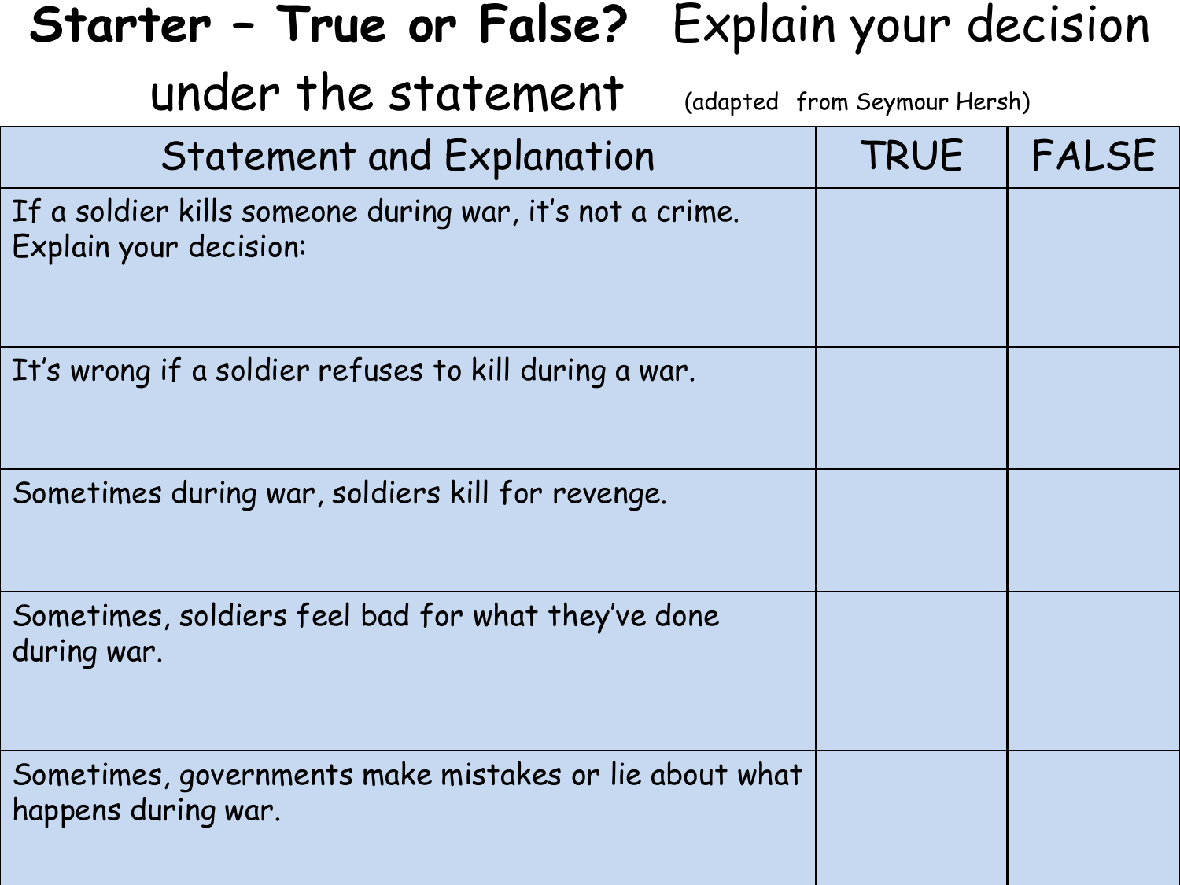# Starter – True or False? Explain your decision under the statement

(adapted from Seymour Hersh)

| Statement and Explanation | TRUE | FALSE |
| --- | --- | --- |
| If a soldier kills someone during war, it's not a crime. Explain your decision: | | |
| It's wrong if a soldier refuses to kill during a war. | | |
| Sometimes during war, soldiers kill for revenge. | | |
| Sometimes, soldiers feel bad for what they've done during war. | | |
| Sometimes, governments make mistakes or lie about what happens during war. | | |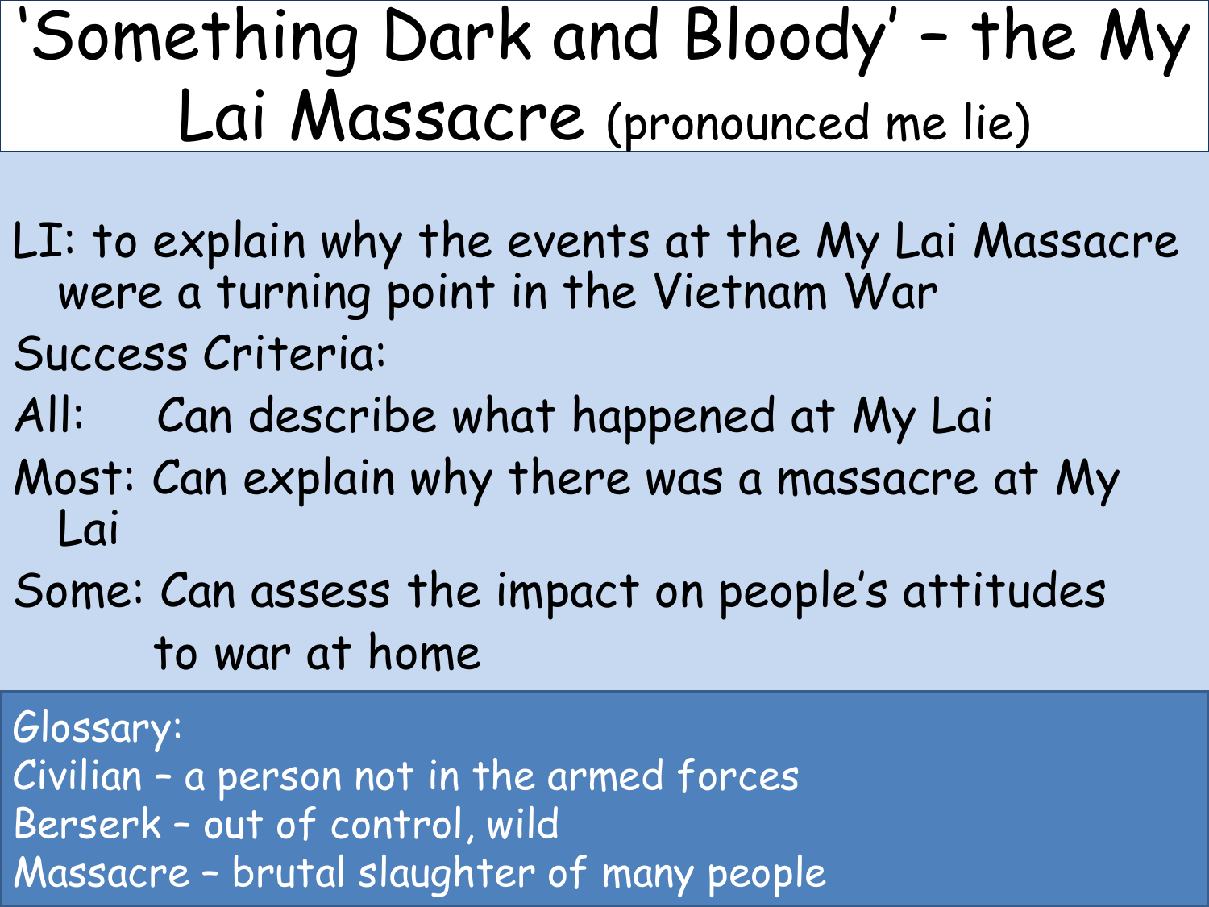# 'Something Dark and Bloody' – the My Lai Massacre (pronounced me lie)

LI: to explain why the events at the My Lai Massacre were a turning point in the Vietnam War

Success Criteria:

All: Can describe what happened at My Lai

Most: Can explain why there was a massacre at My Lai

Some: Can assess the impact on people's attitudes to war at home

Glossary:

Civilian – a person not in the armed forces

Berserk – out of control, wild

Massacre – brutal slaughter of many people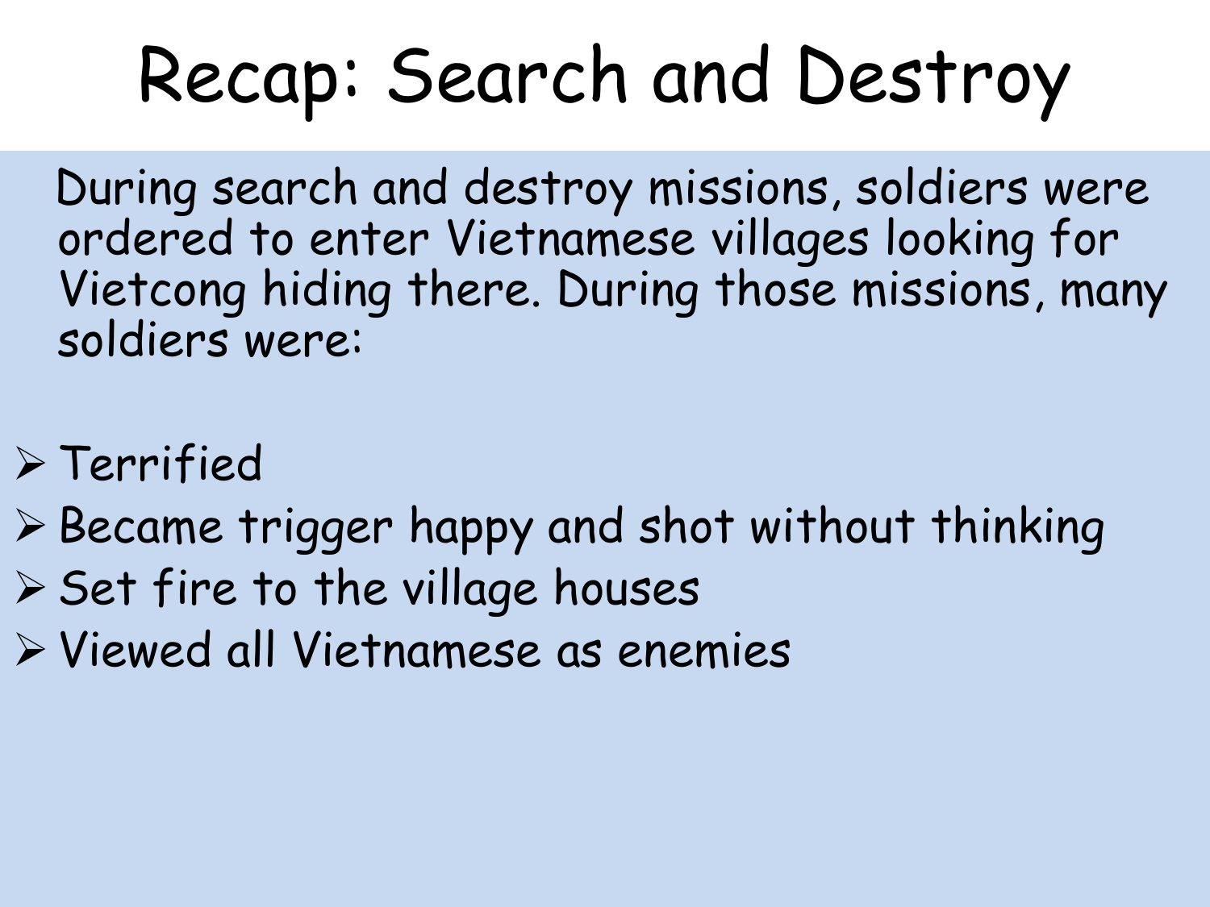# Recap: Search and Destroy

During search and destroy missions, soldiers were ordered to enter Vietnamese villages looking for Vietcong hiding there. During those missions, many soldiers were:

- Terrified
- Became trigger happy and shot without thinking
- Set fire to the village houses
- Viewed all Vietnamese as enemies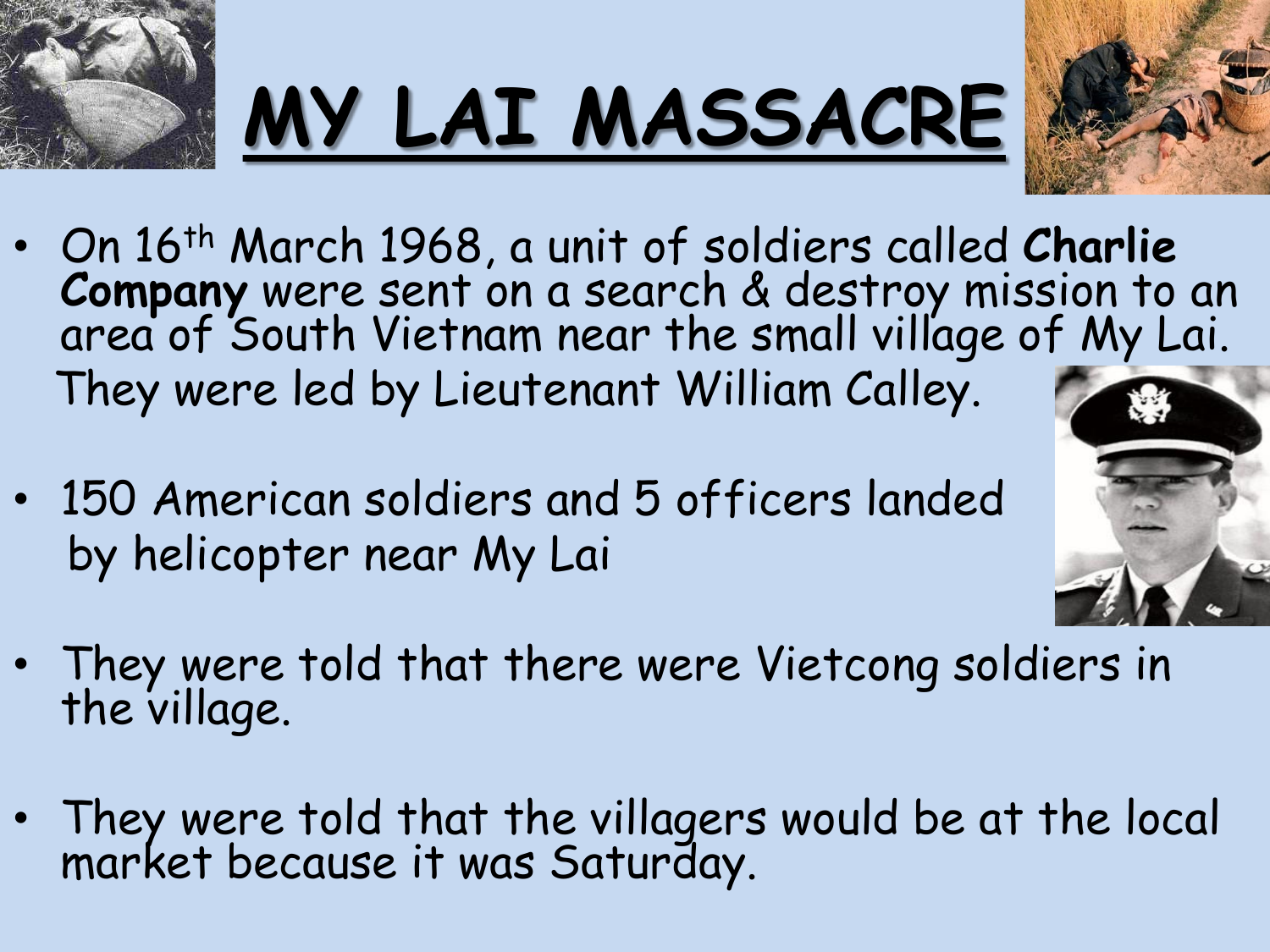# MY LAI MASSACRE

- On 16th March 1968, a unit of soldiers called **Charlie Company** were sent on a search & destroy mission to an area of South Vietnam near the small village of My Lai. They were led by Lieutenant William Calley.
- 150 American soldiers and 5 officers landed by helicopter near My Lai
- They were told that there were Vietcong soldiers in the village.
- They were told that the villagers would be at the local market because it was Saturday.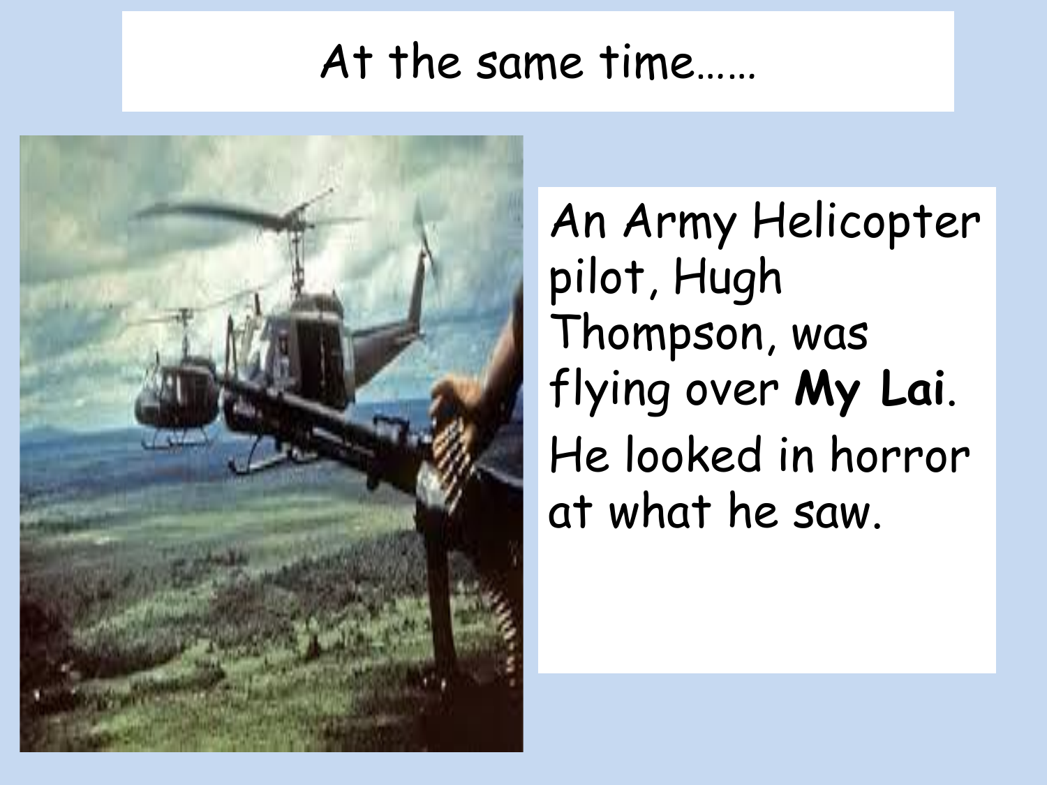# At the same time……

An Army Helicopter pilot, Hugh Thompson, was flying over **My Lai**.

He looked in horror at what he saw.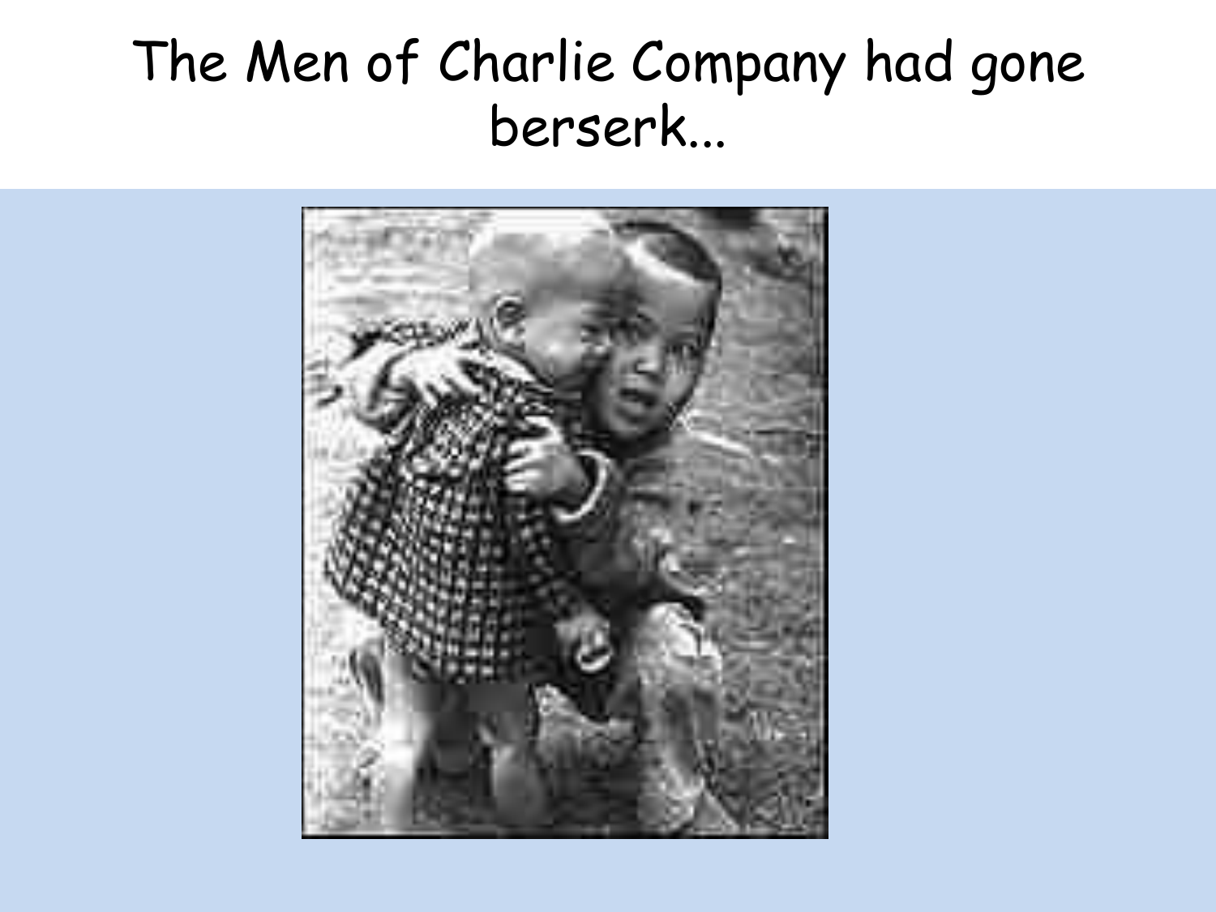# The Men of Charlie Company had gone berserk...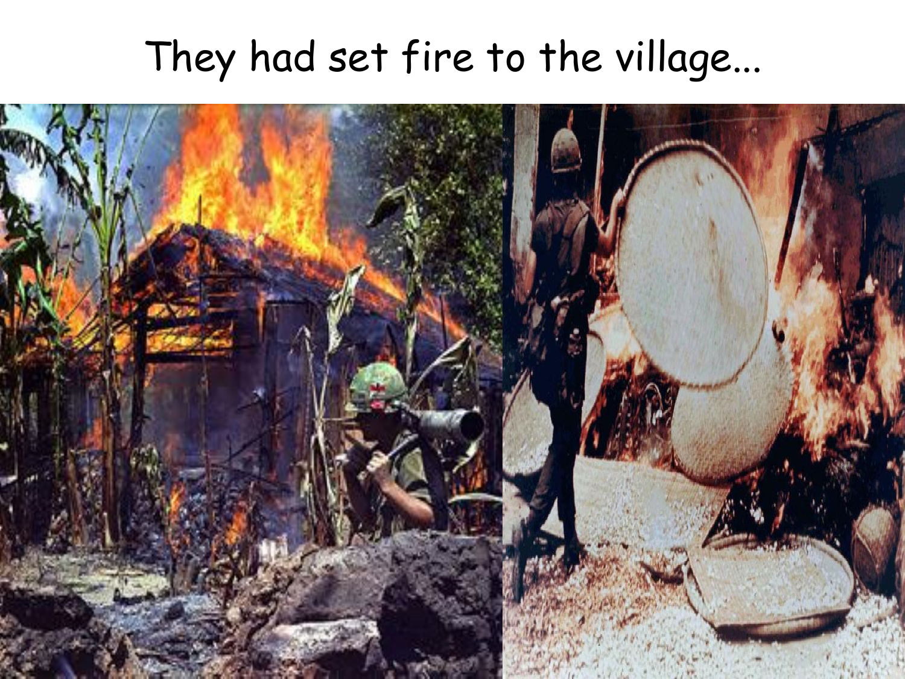# They had set fire to the village...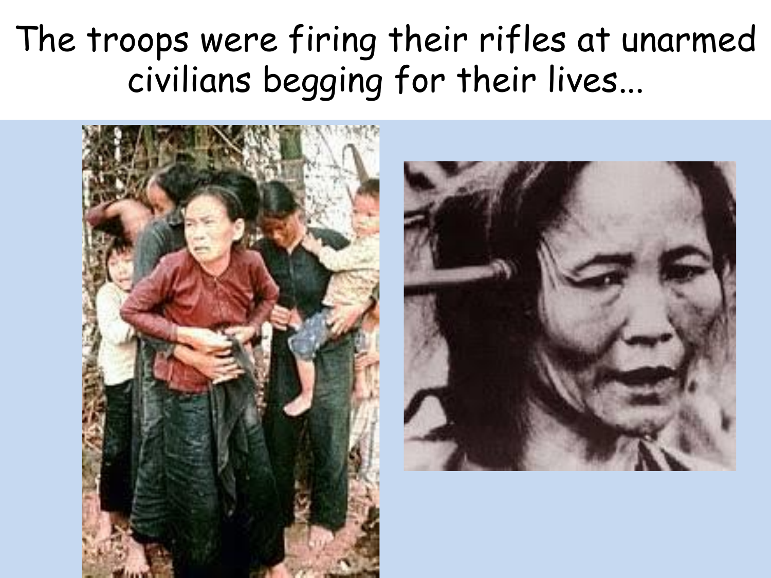# The troops were firing their rifles at unarmed civilians begging for their lives...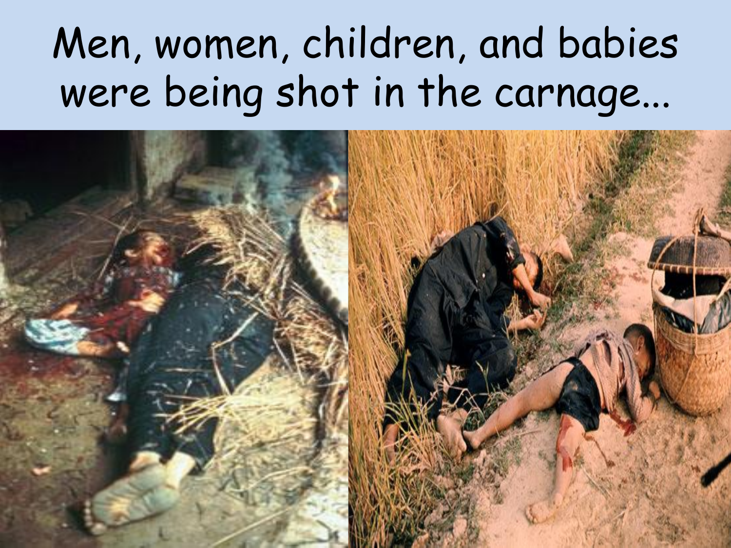# Men, women, children, and babies were being shot in the carnage...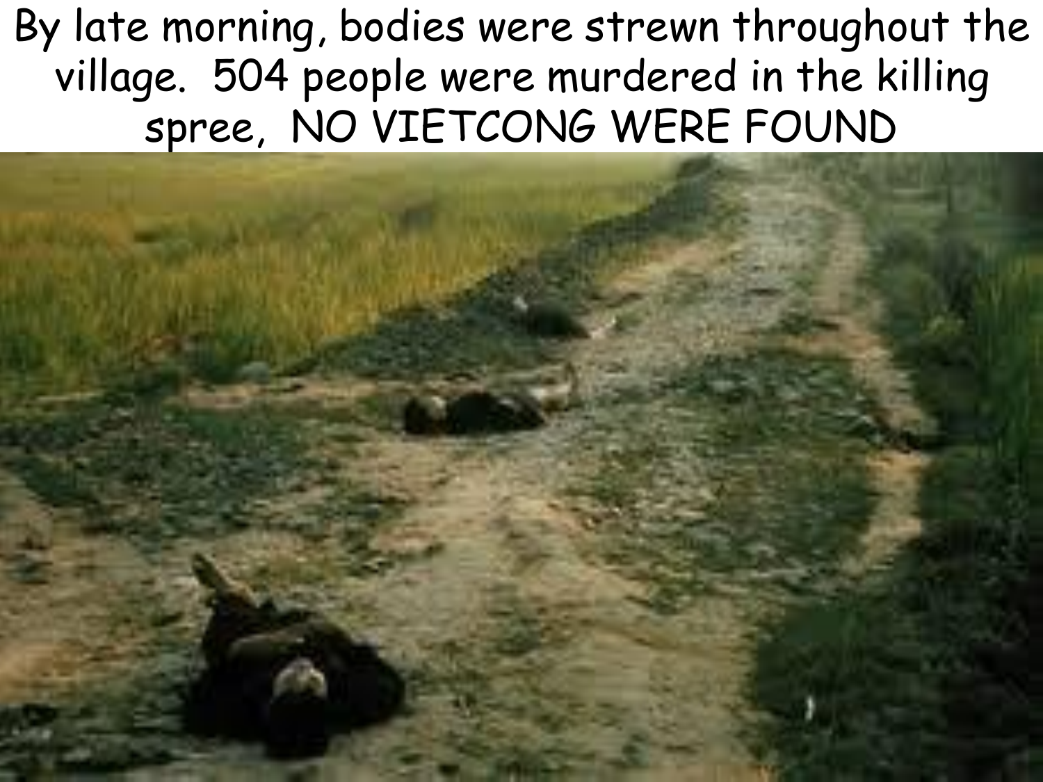By late morning, bodies were strewn throughout the village. 504 people were murdered in the killing spree, NO VIETCONG WERE FOUND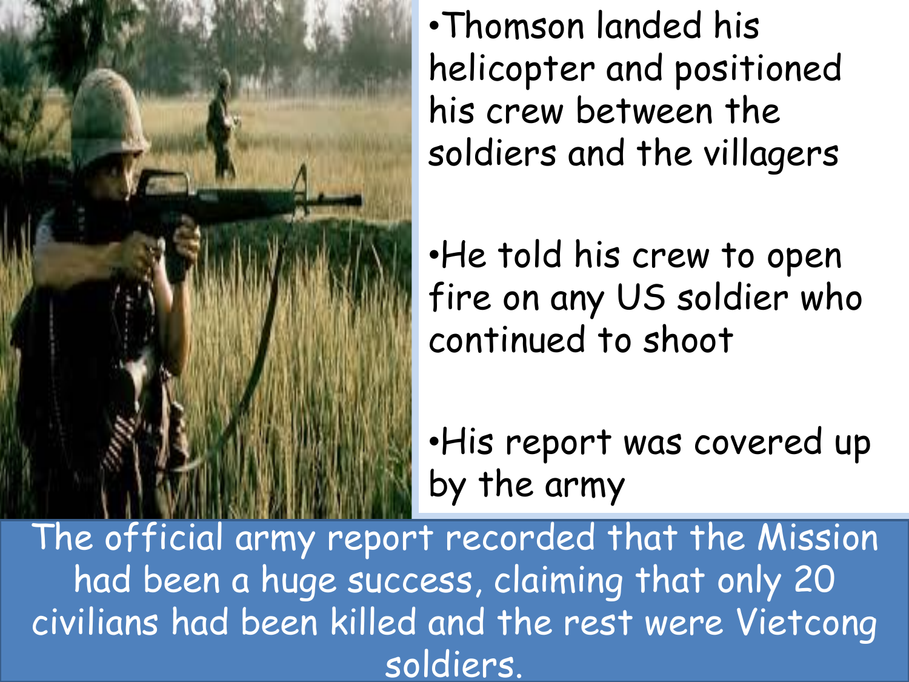- Thomson landed his helicopter and positioned his crew between the soldiers and the villagers
- He told his crew to open fire on any US soldier who continued to shoot
- His report was covered up by the army

The official army report recorded that the Mission had been a huge success, claiming that only 20 civilians had been killed and the rest were Vietcong soldiers.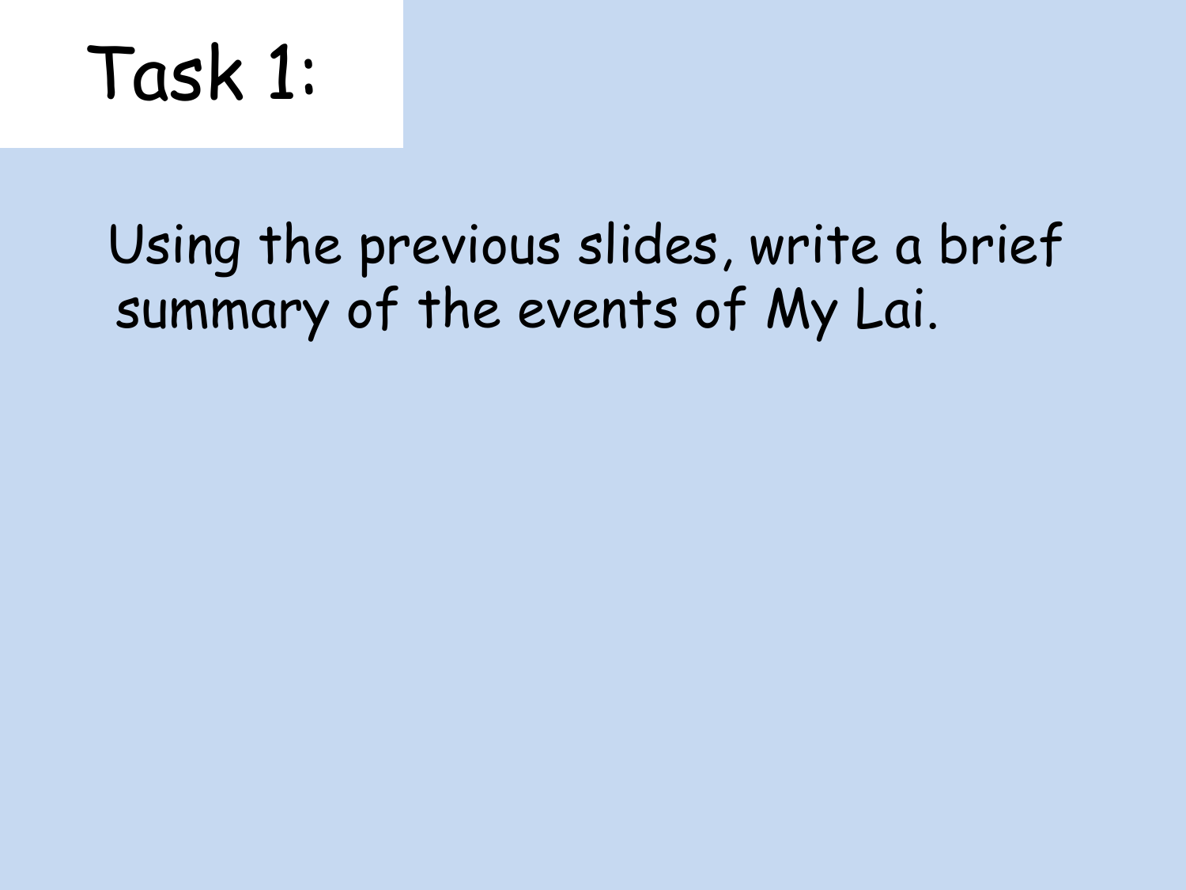# Task 1:

Using the previous slides, write a brief summary of the events of My Lai.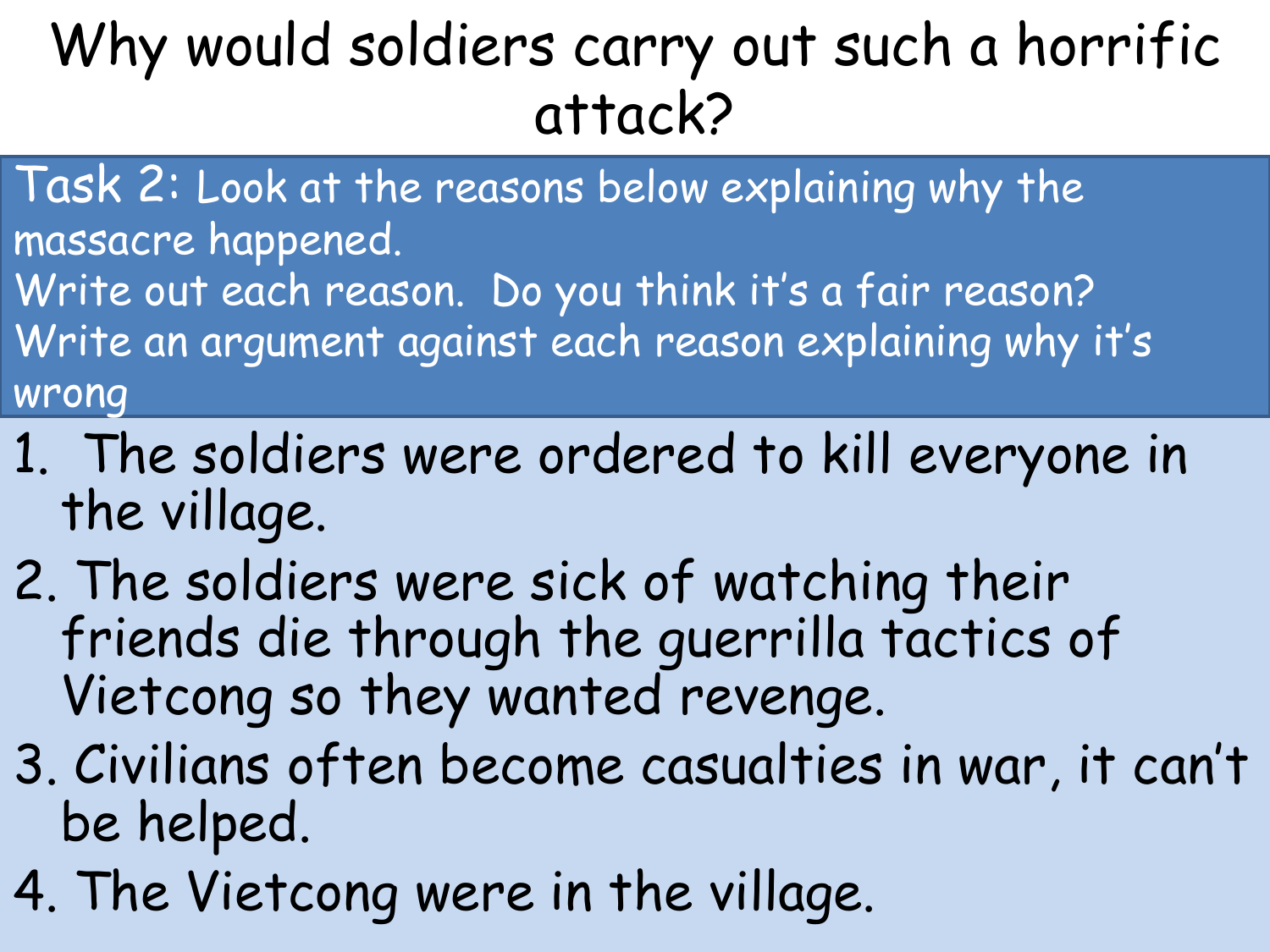# Why would soldiers carry out such a horrific attack?

Task 2: Look at the reasons below explaining why the massacre happened.
Write out each reason. Do you think it's a fair reason?
Write an argument against each reason explaining why it's wrong

1. The soldiers were ordered to kill everyone in the village.
2. The soldiers were sick of watching their friends die through the guerrilla tactics of Vietcong so they wanted revenge.
3. Civilians often become casualties in war, it can't be helped.
4. The Vietcong were in the village.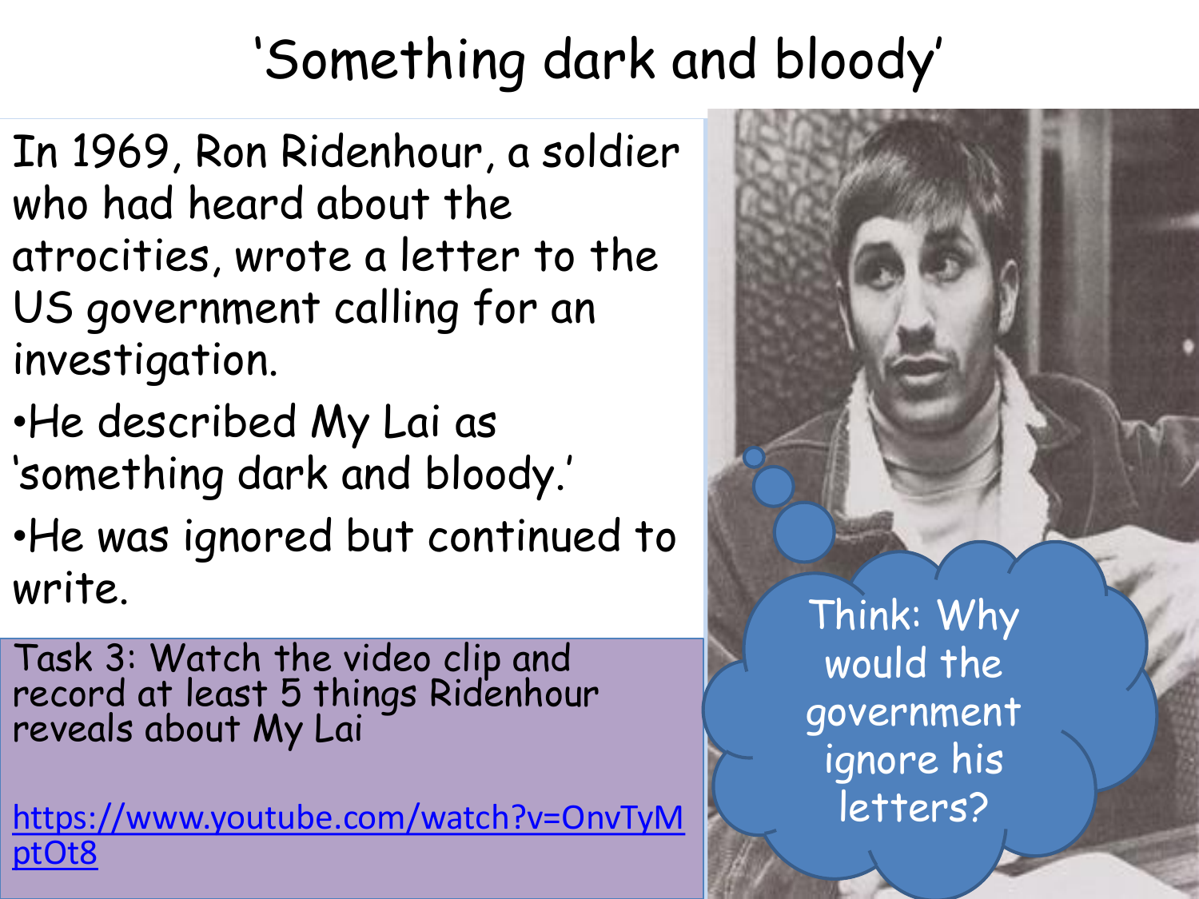# 'Something dark and bloody'

In 1969, Ron Ridenhour, a soldier who had heard about the atrocities, wrote a letter to the US government calling for an investigation.

- He described My Lai as 'something dark and bloody.'
- He was ignored but continued to write.

Task 3: Watch the video clip and record at least 5 things Ridenhour reveals about My Lai

https://www.youtube.com/watch?v=OnvTyMptOt8

Think: Why would the government ignore his letters?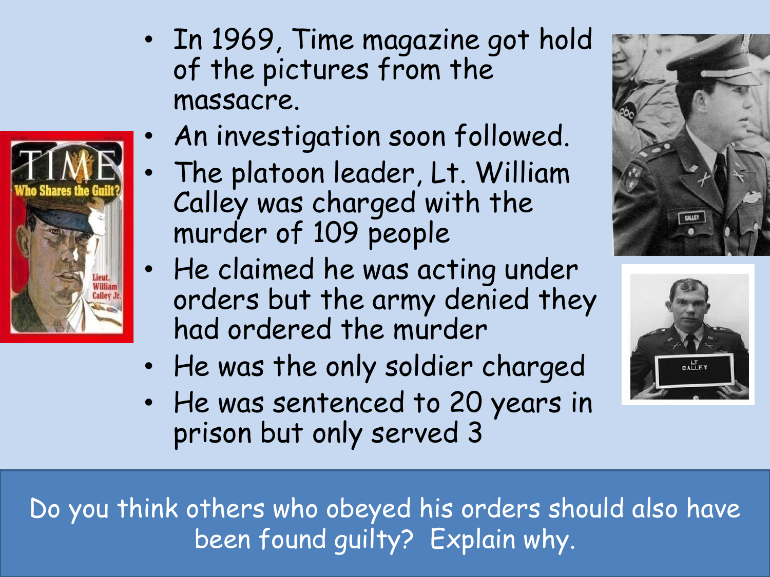- In 1969, Time magazine got hold of the pictures from the massacre.
- An investigation soon followed.
- The platoon leader, Lt. William Calley was charged with the murder of 109 people
- He claimed he was acting under orders but the army denied they had ordered the murder
- He was the only soldier charged
- He was sentenced to 20 years in prison but only served 3

Do you think others who obeyed his orders should also have been found guilty? Explain why.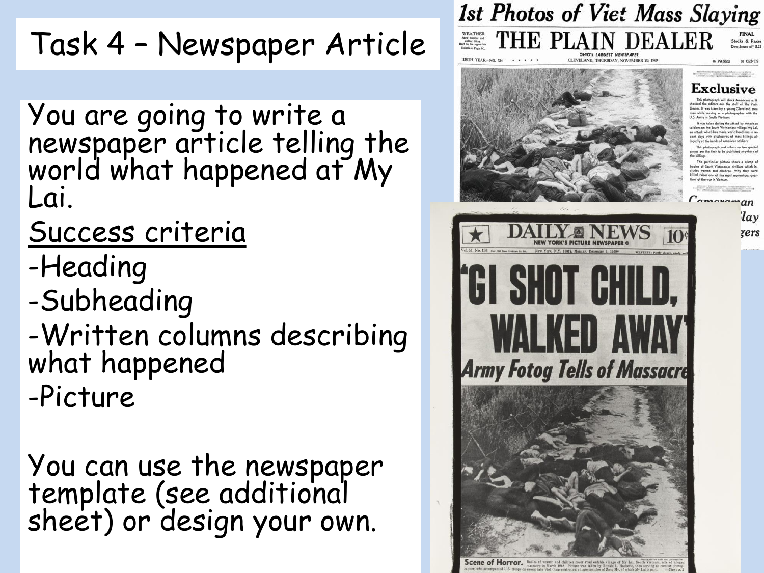# Task 4 – Newspaper Article

You are going to write a newspaper article telling the world what happened at My Lai.

Success criteria

- Heading
- Subheading
- Written columns describing what happened
- Picture

You can use the newspaper template (see additional sheet) or design your own.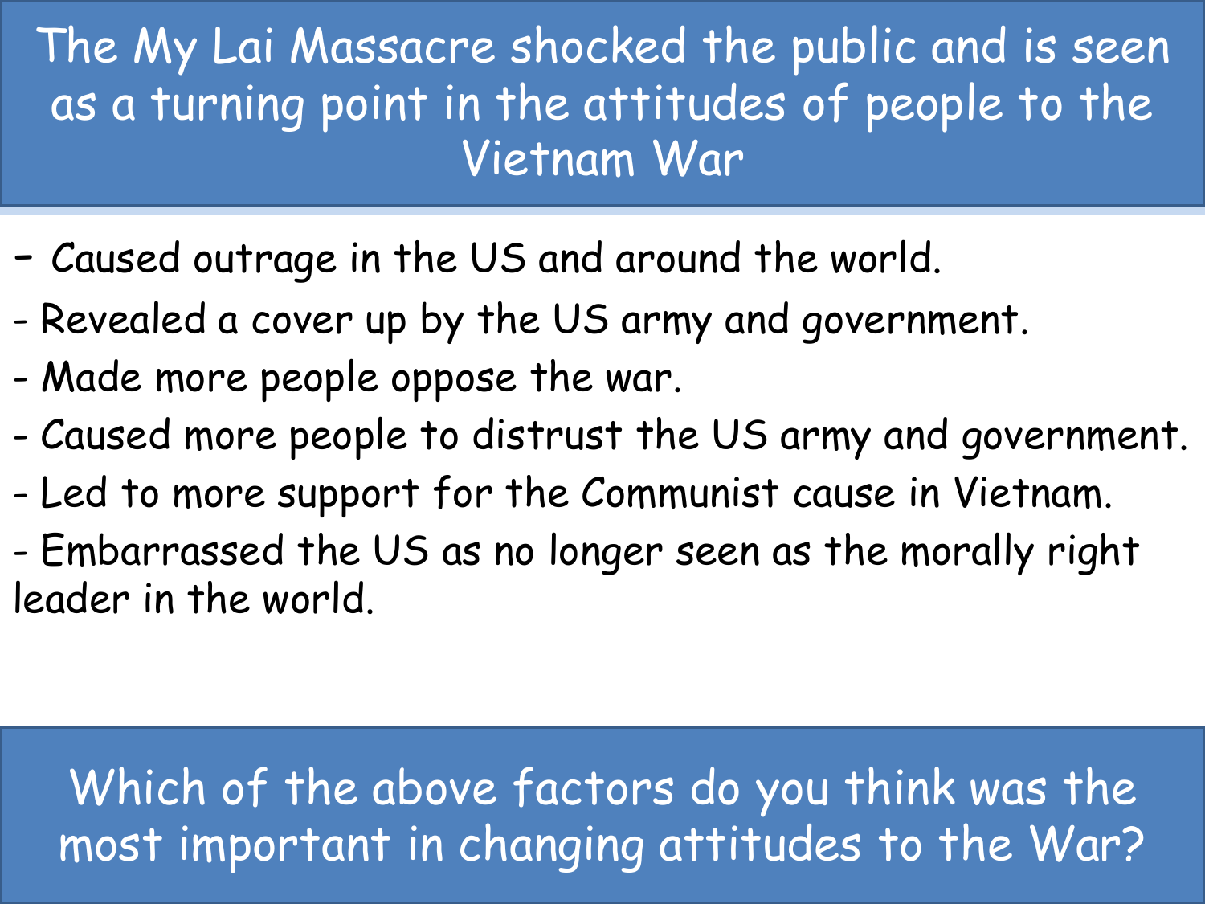# The My Lai Massacre shocked the public and is seen as a turning point in the attitudes of people to the Vietnam War

- Caused outrage in the US and around the world.
- Revealed a cover up by the US army and government.
- Made more people oppose the war.
- Caused more people to distrust the US army and government.
- Led to more support for the Communist cause in Vietnam.
- Embarrassed the US as no longer seen as the morally right leader in the world.

**Which of the above factors do you think was the most important in changing attitudes to the War?**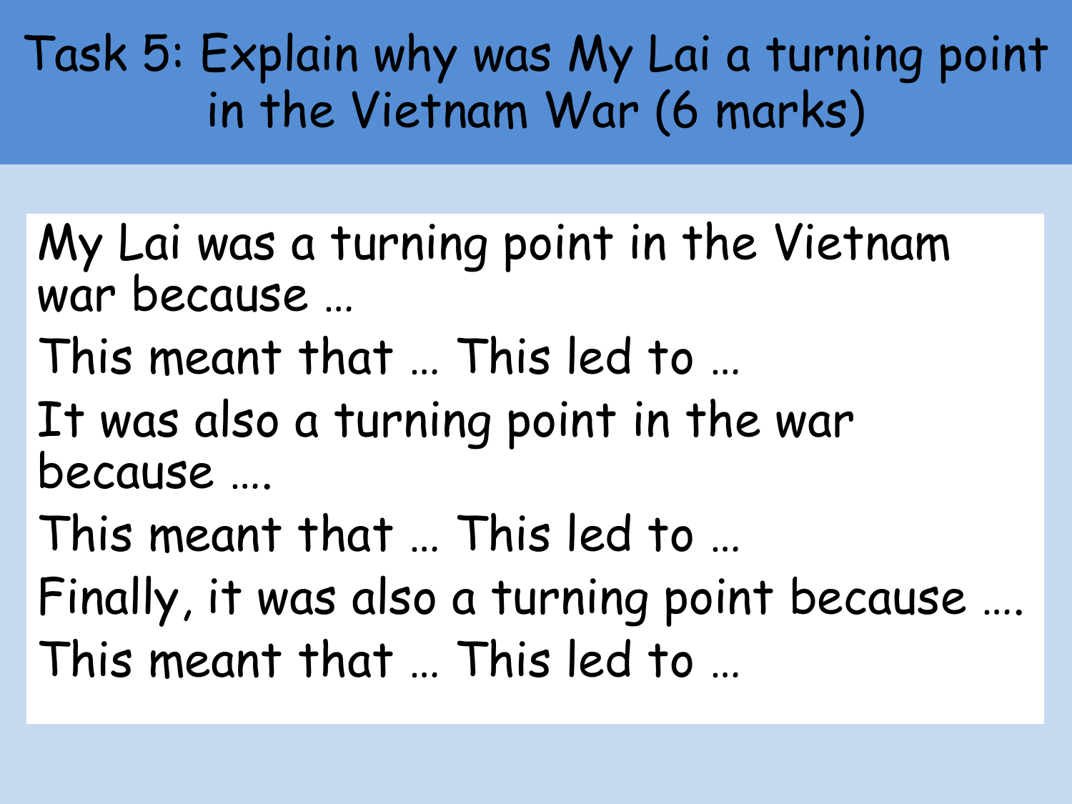# Task 5: Explain why was My Lai a turning point in the Vietnam War (6 marks)

My Lai was a turning point in the Vietnam war because …

This meant that … This led to …

It was also a turning point in the war because ….

This meant that … This led to …

Finally, it was also a turning point because ….

This meant that … This led to …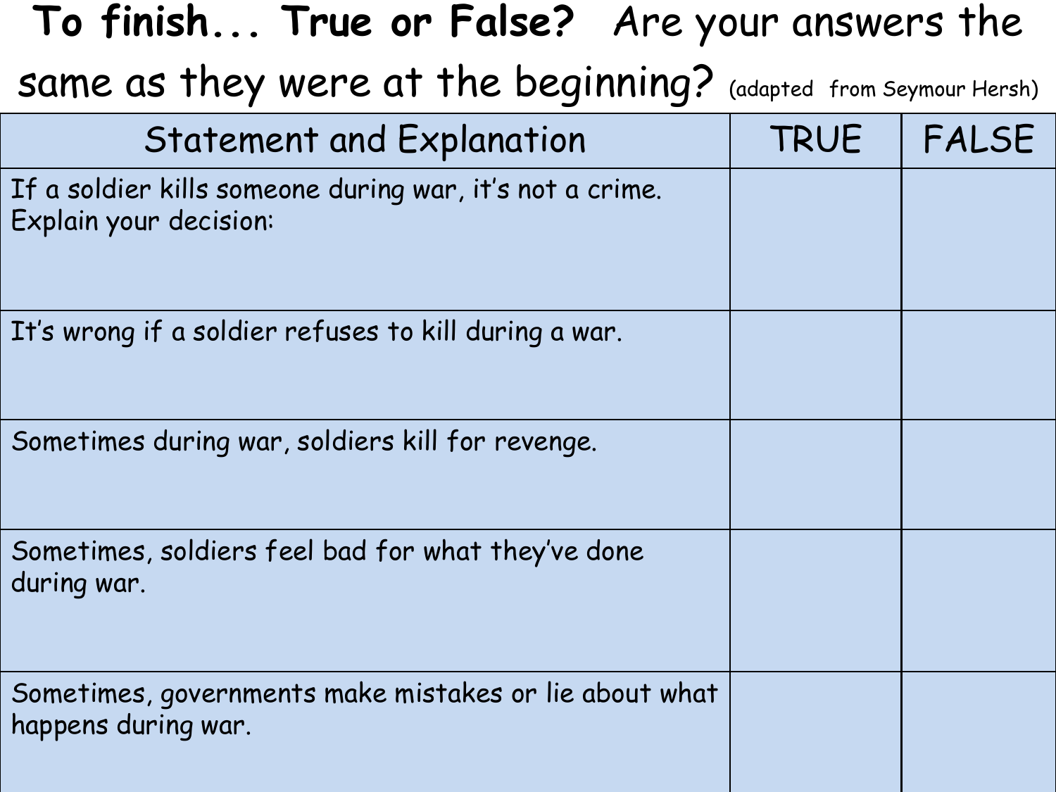**To finish... True or False?** Are your answers the same as they were at the beginning? (adapted from Seymour Hersh)

| Statement and Explanation | TRUE | FALSE |
|---|---|---|
| If a soldier kills someone during war, it's not a crime. Explain your decision: | | |
| It's wrong if a soldier refuses to kill during a war. | | |
| Sometimes during war, soldiers kill for revenge. | | |
| Sometimes, soldiers feel bad for what they've done during war. | | |
| Sometimes, governments make mistakes or lie about what happens during war. | | |